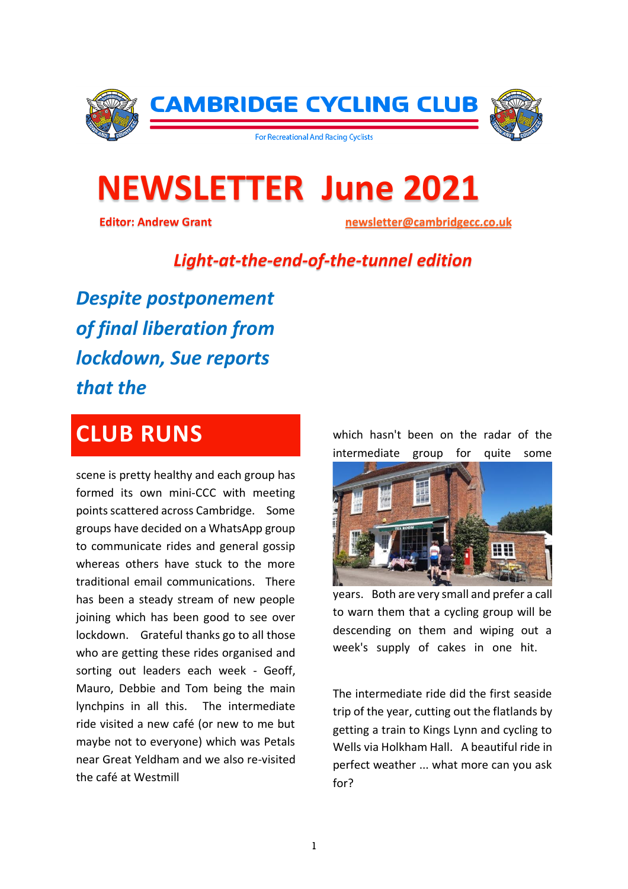# CAMBRIDGE CYCLING CLUB

For Recreational And Racing Cyclists

# NEWSLETTER June 2021

**Editor: Andrew Grant** newsletter@cambridgecc.co.uk

***Light-at-the-end-of-the-tunnel edition***

***Despite postponement of final liberation from lockdown, Sue reports that the***

## CLUB RUNS

scene is pretty healthy and each group has formed its own mini-CCC with meeting points scattered across Cambridge. Some groups have decided on a WhatsApp group to communicate rides and general gossip whereas others have stuck to the more traditional email communications. There has been a steady stream of new people joining which has been good to see over lockdown. Grateful thanks go to all those who are getting these rides organised and sorting out leaders each week - Geoff, Mauro, Debbie and Tom being the main lynchpins in all this. The intermediate ride visited a new café (or new to me but maybe not to everyone) which was Petals near Great Yeldham and we also re-visited the café at Westmill which hasn't been on the radar of the intermediate group for quite some years. Both are very small and prefer a call to warn them that a cycling group will be descending on them and wiping out a week's supply of cakes in one hit.

The intermediate ride did the first seaside trip of the year, cutting out the flatlands by getting a train to Kings Lynn and cycling to Wells via Holkham Hall. A beautiful ride in perfect weather ... what more can you ask for?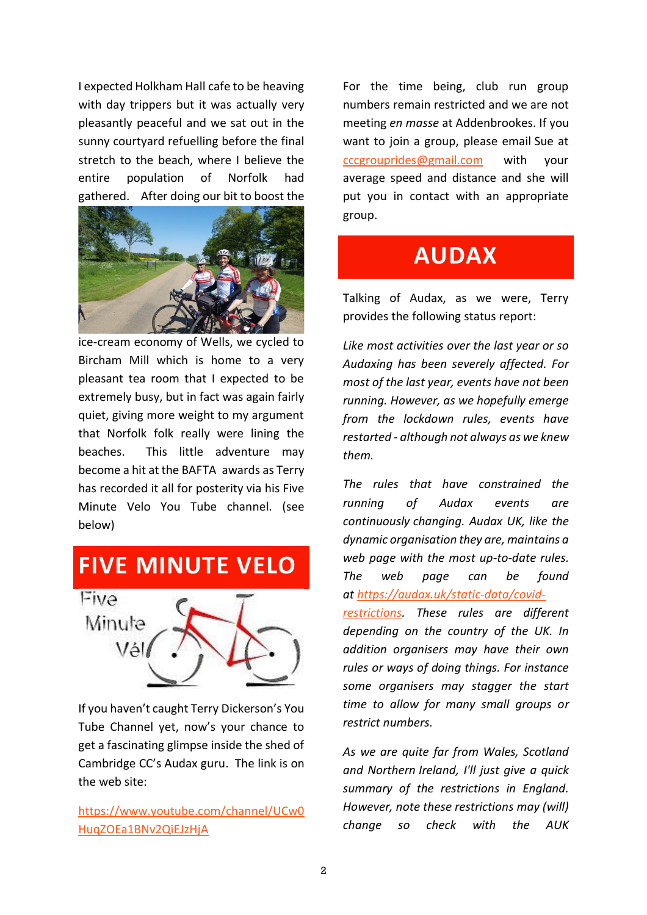I expected Holkham Hall cafe to be heaving with day trippers but it was actually very pleasantly peaceful and we sat out in the sunny courtyard refuelling before the final stretch to the beach, where I believe the entire population of Norfolk had gathered. After doing our bit to boost the ice-cream economy of Wells, we cycled to Bircham Mill which is home to a very pleasant tea room that I expected to be extremely busy, but in fact was again fairly quiet, giving more weight to my argument that Norfolk folk really were lining the beaches. This little adventure may become a hit at the BAFTA awards as Terry has recorded it all for posterity via his Five Minute Velo You Tube channel. (see below)

## FIVE MINUTE VELO

If you haven't caught Terry Dickerson's You Tube Channel yet, now's your chance to get a fascinating glimpse inside the shed of Cambridge CC's Audax guru. The link is on the web site:

https://www.youtube.com/channel/UCw0HuqZOEa1BNv2QiEJzHjA

For the time being, club run group numbers remain restricted and we are not meeting *en masse* at Addenbrookes. If you want to join a group, please email Sue at cccgrouprides@gmail.com with your average speed and distance and she will put you in contact with an appropriate group.

## AUDAX

Talking of Audax, as we were, Terry provides the following status report:

*Like most activities over the last year or so Audaxing has been severely affected. For most of the last year, events have not been running. However, as we hopefully emerge from the lockdown rules, events have restarted - although not always as we knew them.*

*The rules that have constrained the running of Audax events are continuously changing. Audax UK, like the dynamic organisation they are, maintains a web page with the most up-to-date rules. The web page can be found at https://audax.uk/static-data/covid-restrictions. These rules are different depending on the country of the UK. In addition organisers may have their own rules or ways of doing things. For instance some organisers may stagger the start time to allow for many small groups or restrict numbers.*

*As we are quite far from Wales, Scotland and Northern Ireland, I'll just give a quick summary of the restrictions in England. However, note these restrictions may (will) change so check with the AUK*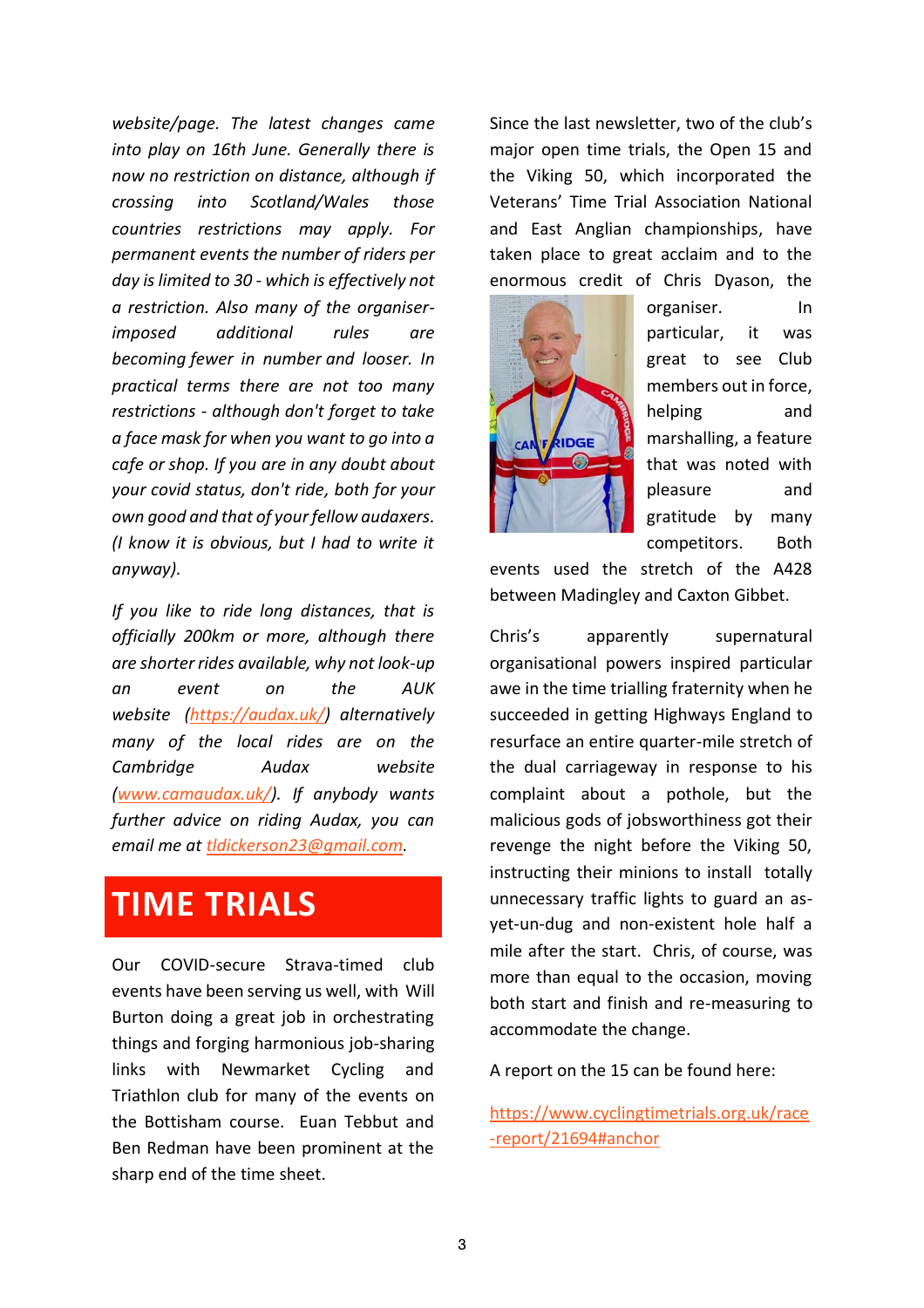*website/page. The latest changes came into play on 16th June. Generally there is now no restriction on distance, although if crossing into Scotland/Wales those countries restrictions may apply. For permanent events the number of riders per day is limited to 30 - which is effectively not a restriction. Also many of the organiser-imposed additional rules are becoming fewer in number and looser. In practical terms there are not too many restrictions - although don't forget to take a face mask for when you want to go into a cafe or shop. If you are in any doubt about your covid status, don't ride, both for your own good and that of your fellow audaxers. (I know it is obvious, but I had to write it anyway).*

*If you like to ride long distances, that is officially 200km or more, although there are shorter rides available, why not look-up an event on the AUK website ([https://audax.uk/](https://audax.uk/)) alternatively many of the local rides are on the Cambridge Audax website ([www.camaudax.uk/](www.camaudax.uk/)). If anybody wants further advice on riding Audax, you can email me at [tldickerson23@gmail.com](mailto:tldickerson23@gmail.com).*

# TIME TRIALS

Our COVID-secure Strava-timed club events have been serving us well, with Will Burton doing a great job in orchestrating things and forging harmonious job-sharing links with Newmarket Cycling and Triathlon club for many of the events on the Bottisham course. Euan Tebbut and Ben Redman have been prominent at the sharp end of the time sheet.

Since the last newsletter, two of the club's major open time trials, the Open 15 and the Viking 50, which incorporated the Veterans' Time Trial Association National and East Anglian championships, have taken place to great acclaim and to the enormous credit of Chris Dyason, the organiser. In particular, it was great to see Club members out in force, helping and marshalling, a feature that was noted with pleasure and gratitude by many competitors. Both events used the stretch of the A428 between Madingley and Caxton Gibbet.

Chris's apparently supernatural organisational powers inspired particular awe in the time trialling fraternity when he succeeded in getting Highways England to resurface an entire quarter-mile stretch of the dual carriageway in response to his complaint about a pothole, but the malicious gods of jobsworthiness got their revenge the night before the Viking 50, instructing their minions to install totally unnecessary traffic lights to guard an as-yet-un-dug and non-existent hole half a mile after the start. Chris, of course, was more than equal to the occasion, moving both start and finish and re-measuring to accommodate the change.

A report on the 15 can be found here:

[https://www.cyclingtimetrials.org.uk/race-report/21694#anchor](https://www.cyclingtimetrials.org.uk/race-report/21694#anchor)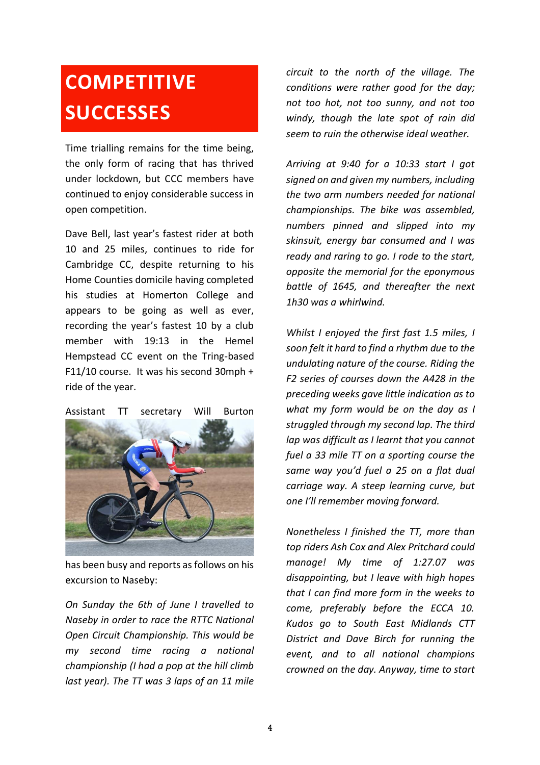# COMPETITIVE SUCCESSES

Time trialling remains for the time being, the only form of racing that has thrived under lockdown, but CCC members have continued to enjoy considerable success in open competition.

Dave Bell, last year's fastest rider at both 10 and 25 miles, continues to ride for Cambridge CC, despite returning to his Home Counties domicile having completed his studies at Homerton College and appears to be going as well as ever, recording the year's fastest 10 by a club member with 19:13 in the Hemel Hempstead CC event on the Tring-based F11/10 course. It was his second 30mph + ride of the year.

Assistant TT secretary Will Burton has been busy and reports as follows on his excursion to Naseby:

*On Sunday the 6th of June I travelled to Naseby in order to race the RTTC National Open Circuit Championship. This would be my second time racing a national championship (I had a pop at the hill climb last year). The TT was 3 laps of an 11 mile circuit to the north of the village. The conditions were rather good for the day; not too hot, not too sunny, and not too windy, though the late spot of rain did seem to ruin the otherwise ideal weather.*

*Arriving at 9:40 for a 10:33 start I got signed on and given my numbers, including the two arm numbers needed for national championships. The bike was assembled, numbers pinned and slipped into my skinsuit, energy bar consumed and I was ready and raring to go. I rode to the start, opposite the memorial for the eponymous battle of 1645, and thereafter the next 1h30 was a whirlwind.*

*Whilst I enjoyed the first fast 1.5 miles, I soon felt it hard to find a rhythm due to the undulating nature of the course. Riding the F2 series of courses down the A428 in the preceding weeks gave little indication as to what my form would be on the day as I struggled through my second lap. The third lap was difficult as I learnt that you cannot fuel a 33 mile TT on a sporting course the same way you'd fuel a 25 on a flat dual carriage way. A steep learning curve, but one I'll remember moving forward.*

*Nonetheless I finished the TT, more than top riders Ash Cox and Alex Pritchard could manage! My time of 1:27.07 was disappointing, but I leave with high hopes that I can find more form in the weeks to come, preferably before the ECCA 10. Kudos go to South East Midlands CTT District and Dave Birch for running the event, and to all national champions crowned on the day. Anyway, time to start*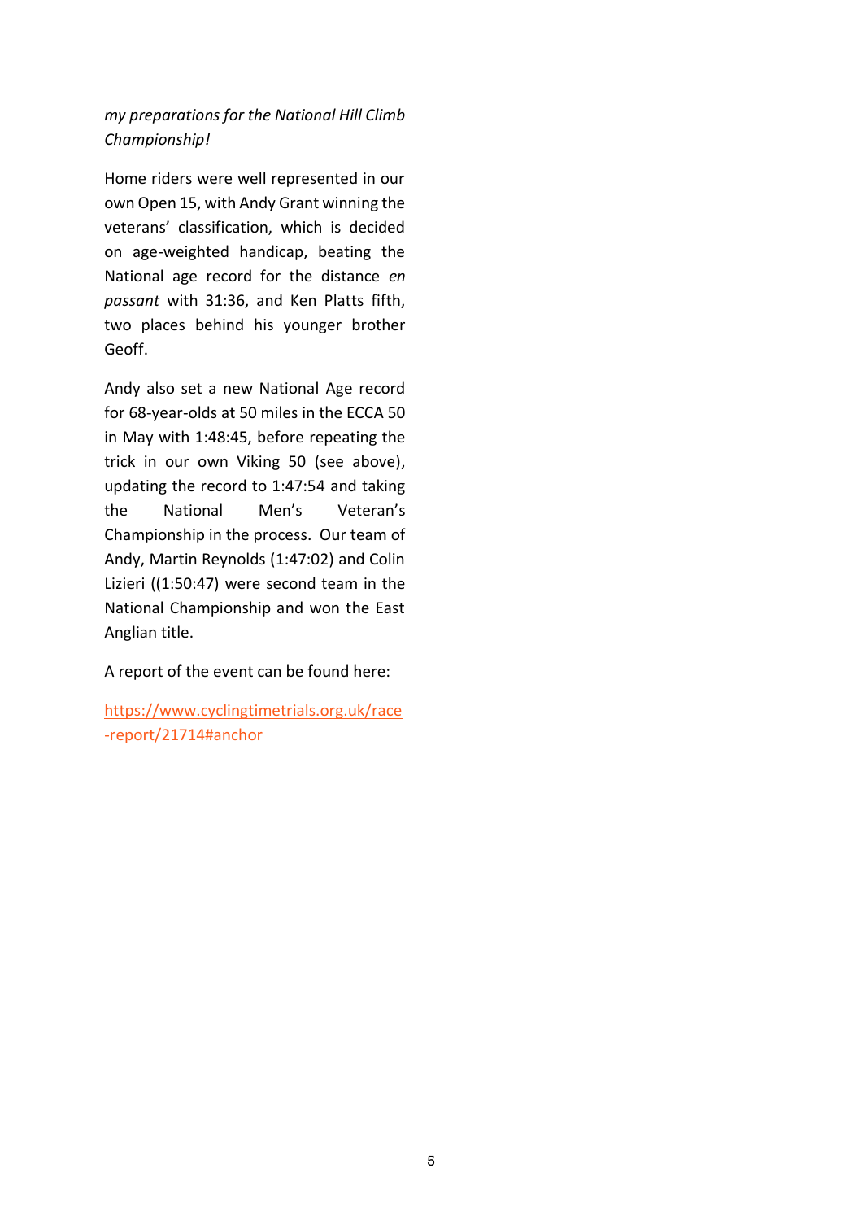*my preparations for the National Hill Climb Championship!*

Home riders were well represented in our own Open 15, with Andy Grant winning the veterans' classification, which is decided on age-weighted handicap, beating the National age record for the distance *en passant* with 31:36, and Ken Platts fifth, two places behind his younger brother Geoff.

Andy also set a new National Age record for 68-year-olds at 50 miles in the ECCA 50 in May with 1:48:45, before repeating the trick in our own Viking 50 (see above), updating the record to 1:47:54 and taking the National Men's Veteran's Championship in the process. Our team of Andy, Martin Reynolds (1:47:02) and Colin Lizieri ((1:50:47) were second team in the National Championship and won the East Anglian title.

A report of the event can be found here:

[https://www.cyclingtimetrials.org.uk/race-report/21714#anchor](https://www.cyclingtimetrials.org.uk/race-report/21714#anchor)